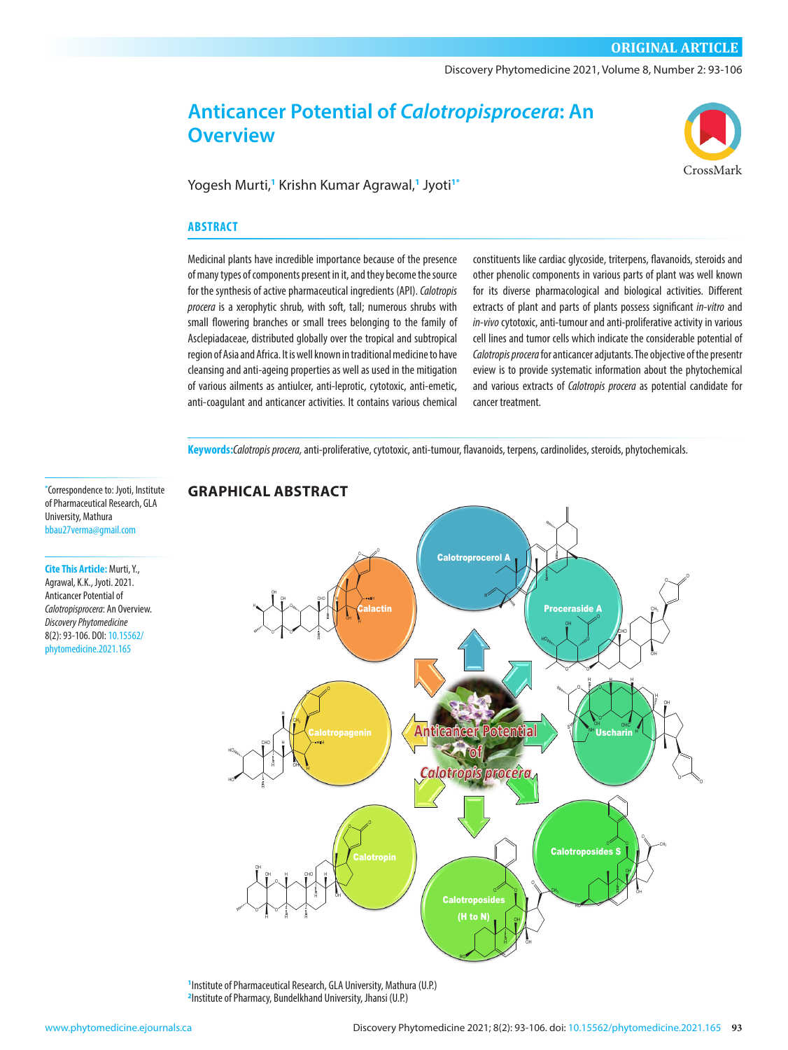ORIGINAL ARTICLE

# Anticancer Potential of *Calotropisprocera*: An Overview

Yogesh Murti,[1] Krishn Kumar Agrawal,[1] Jyoti[1*]

## ABSTRACT

Medicinal plants have incredible importance because of the presence of many types of components present in it, and they become the source for the synthesis of active pharmaceutical ingredients (API). *Calotropis procera* is a xerophytic shrub, with soft, tall; numerous shrubs with small flowering branches or small trees belonging to the family of Asclepiadaceae, distributed globally over the tropical and subtropical region of Asia and Africa. It is well known in traditional medicine to have cleansing and anti-ageing properties as well as used in the mitigation of various ailments as antiulcer, anti-leprotic, cytotoxic, anti-emetic, anti-coagulant and anticancer activities. It contains various chemical constituents like cardiac glycoside, triterpens, flavanoids, steroids and other phenolic components in various parts of plant was well known for its diverse pharmacological and biological activities. Different extracts of plant and parts of plants possess significant *in-vitro* and *in-vivo* cytotoxic, anti-tumour and anti-proliferative activity in various cell lines and tumor cells which indicate the considerable potential of *Calotropis procera* for anticancer adjutants. The objective of the presentr eview is to provide systematic information about the phytochemical and various extracts of *Calotropis procera* as potential candidate for cancer treatment.

**Keywords:** *Calotropis procera,* anti-proliferative, cytotoxic, anti-tumour, flavanoids, terpens, cardinolides, steroids, phytochemicals.

*Correspondence to: Jyoti, Institute of Pharmaceutical Research, GLA University, Mathura bbau27verma@gmail.com

**Cite This Article:** Murti, Y., Agrawal, K.K., Jyoti. 2021. Anticancer Potential of *Calotropisprocera*: An Overview. *Discovery Phytomedicine* 8(2): 93-106. DOI: 10.15562/phytomedicine.2021.165

## GRAPHICAL ABSTRACT

[1]Institute of Pharmaceutical Research, GLA University, Mathura (U.P.)
[2]Institute of Pharmacy, Bundelkhand University, Jhansi (U.P.)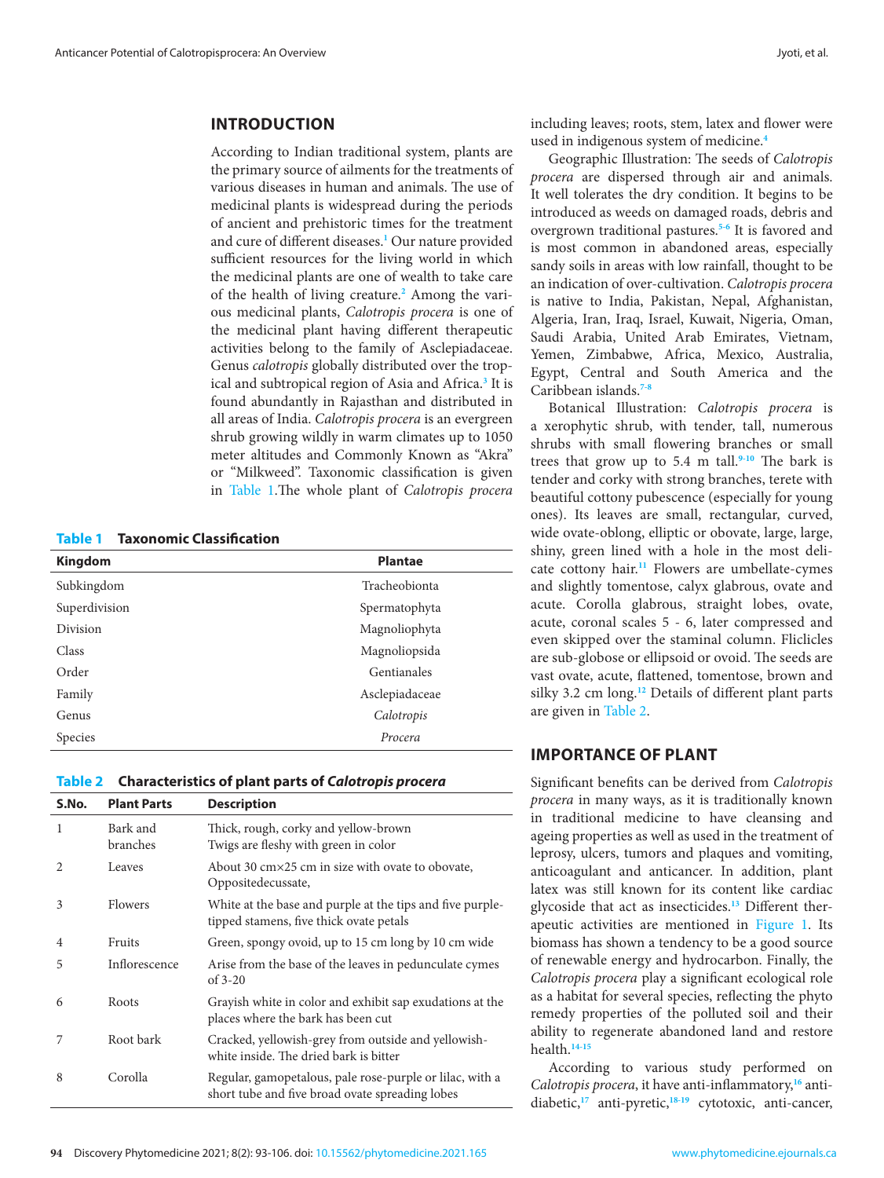## INTRODUCTION

According to Indian traditional system, plants are the primary source of ailments for the treatments of various diseases in human and animals. The use of medicinal plants is widespread during the periods of ancient and prehistoric times for the treatment and cure of different diseases.[1] Our nature provided sufficient resources for the living world in which the medicinal plants are one of wealth to take care of the health of living creature.[2] Among the various medicinal plants, *Calotropis procera* is one of the medicinal plant having different therapeutic activities belong to the family of Asclepiadaceae. Genus *calotropis* globally distributed over the tropical and subtropical region of Asia and Africa.[3] It is found abundantly in Rajasthan and distributed in all areas of India. *Calotropis procera* is an evergreen shrub growing wildly in warm climates up to 1050 meter altitudes and Commonly Known as "Akra" or "Milkweed". Taxonomic classification is given in Table 1.The whole plant of *Calotropis procera* including leaves; roots, stem, latex and flower were used in indigenous system of medicine.[4]

**Table 1 Taxonomic Classification**

| Kingdom | Plantae |
|---|---|
| Subkingdom | Tracheobionta |
| Superdivision | Spermatophyta |
| Division | Magnoliophyta |
| Class | Magnoliopsida |
| Order | Gentianales |
| Family | Asclepiadaceae |
| Genus | *Calotropis* |
| Species | *Procera* |

**Table 2 Characteristics of plant parts of *Calotropis procera***

| S.No. | Plant Parts | Description |
|---|---|---|
| 1 | Bark and branches | Thick, rough, corky and yellow-brown<br>Twigs are fleshy with green in color |
| 2 | Leaves | About 30 cm×25 cm in size with ovate to obovate, Oppositedecussate, |
| 3 | Flowers | White at the base and purple at the tips and five purple-tipped stamens, five thick ovate petals |
| 4 | Fruits | Green, spongy ovoid, up to 15 cm long by 10 cm wide |
| 5 | Inflorescence | Arise from the base of the leaves in pedunculate cymes of 3-20 |
| 6 | Roots | Grayish white in color and exhibit sap exudations at the places where the bark has been cut |
| 7 | Root bark | Cracked, yellowish-grey from outside and yellowish-white inside. The dried bark is bitter |
| 8 | Corolla | Regular, gamopetalous, pale rose-purple or lilac, with a short tube and five broad ovate spreading lobes |

Geographic Illustration: The seeds of *Calotropis procera* are dispersed through air and animals. It well tolerates the dry condition. It begins to be introduced as weeds on damaged roads, debris and overgrown traditional pastures.[5-6] It is favored and is most common in abandoned areas, especially sandy soils in areas with low rainfall, thought to be an indication of over-cultivation. *Calotropis procera* is native to India, Pakistan, Nepal, Afghanistan, Algeria, Iran, Iraq, Israel, Kuwait, Nigeria, Oman, Saudi Arabia, United Arab Emirates, Vietnam, Yemen, Zimbabwe, Africa, Mexico, Australia, Egypt, Central and South America and the Caribbean islands.[7-8]

Botanical Illustration: *Calotropis procera* is a xerophytic shrub, with tender, tall, numerous shrubs with small flowering branches or small trees that grow up to 5.4 m tall.[9-10] The bark is tender and corky with strong branches, terete with beautiful cottony pubescence (especially for young ones). Its leaves are small, rectangular, curved, wide ovate-oblong, elliptic or obovate, large, large, shiny, green lined with a hole in the most delicate cottony hair.[11] Flowers are umbellate-cymes and slightly tomentose, calyx glabrous, ovate and acute. Corolla glabrous, straight lobes, ovate, acute, coronal scales 5 - 6, later compressed and even skipped over the staminal column. Fliclicles are sub-globose or ellipsoid or ovoid. The seeds are vast ovate, acute, flattened, tomentose, brown and silky 3.2 cm long.[12] Details of different plant parts are given in Table 2.

## IMPORTANCE OF PLANT

Significant benefits can be derived from *Calotropis procera* in many ways, as it is traditionally known in traditional medicine to have cleansing and ageing properties as well as used in the treatment of leprosy, ulcers, tumors and plaques and vomiting, anticoagulant and anticancer. In addition, plant latex was still known for its content like cardiac glycoside that act as insecticides.[13] Different therapeutic activities are mentioned in Figure 1. Its biomass has shown a tendency to be a good source of renewable energy and hydrocarbon. Finally, the *Calotropis procera* play a significant ecological role as a habitat for several species, reflecting the phyto remedy properties of the polluted soil and their ability to regenerate abandoned land and restore health.[14-15]

According to various study performed on *Calotropis procera*, it have anti-inflammatory,[16] anti-diabetic,[17] anti-pyretic,[18-19] cytotoxic, anti-cancer,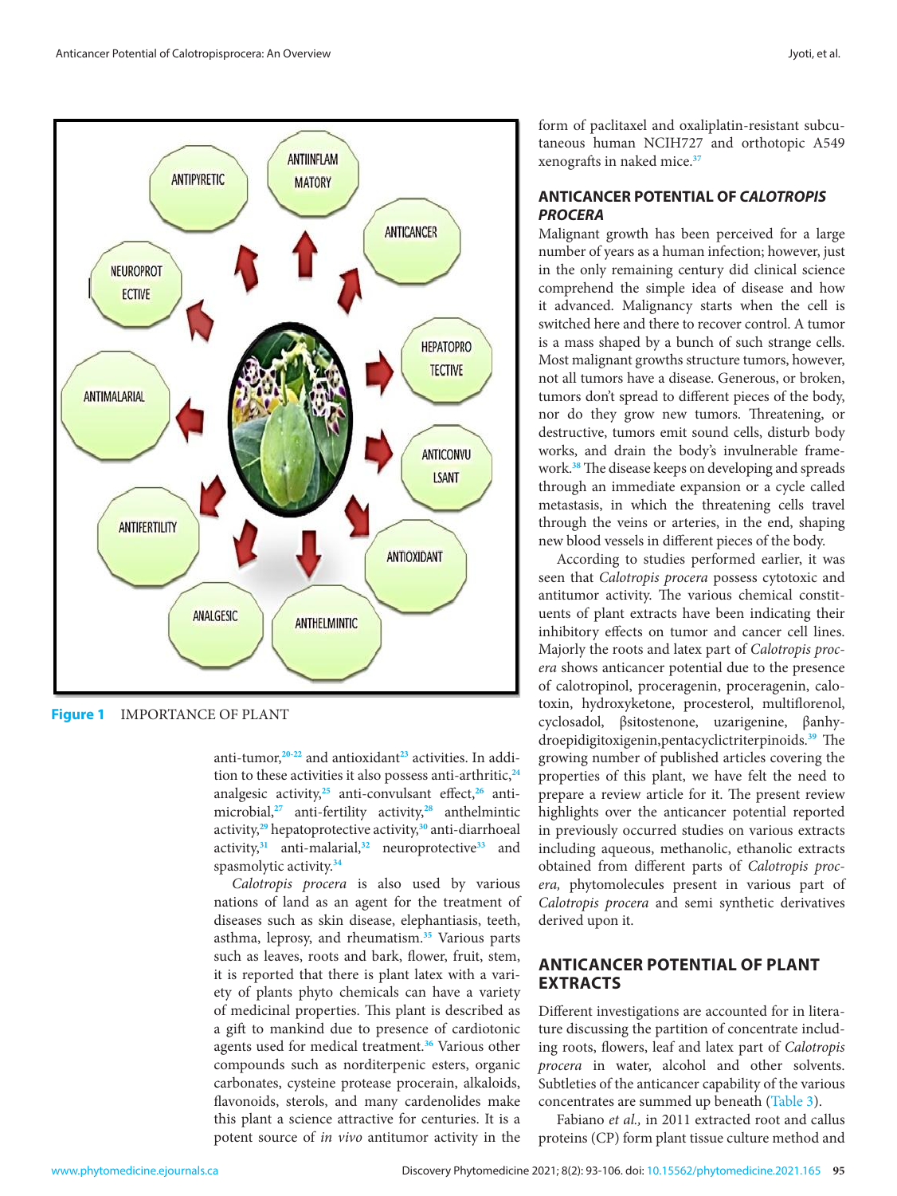Figure 1 IMPORTANCE OF PLANT

anti-tumor,[20-22] and antioxidant[23] activities. In addition to these activities it also possess anti-arthritic,[24] analgesic activity,[25] anti-convulsant effect,[26] antimicrobial,[27] anti-fertility activity,[28] anthelmintic activity,[29] hepatoprotective activity,[30] anti-diarrhoeal activity,[31] anti-malarial,[32] neuroprotective[33] and spasmolytic activity.[34]

*Calotropis procera* is also used by various nations of land as an agent for the treatment of diseases such as skin disease, elephantiasis, teeth, asthma, leprosy, and rheumatism.[35] Various parts such as leaves, roots and bark, flower, fruit, stem, it is reported that there is plant latex with a variety of plants phyto chemicals can have a variety of medicinal properties. This plant is described as a gift to mankind due to presence of cardiotonic agents used for medical treatment.[36] Various other compounds such as norditerpenic esters, organic carbonates, cysteine protease procerain, alkaloids, flavonoids, sterols, and many cardenolides make this plant a science attractive for centuries. It is a potent source of *in vivo* antitumor activity in the form of paclitaxel and oxaliplatin-resistant subcutaneous human NCIH727 and orthotopic A549 xenografts in naked mice.[37]

## ANTICANCER POTENTIAL OF *CALOTROPIS PROCERA*

Malignant growth has been perceived for a large number of years as a human infection; however, just in the only remaining century did clinical science comprehend the simple idea of disease and how it advanced. Malignancy starts when the cell is switched here and there to recover control. A tumor is a mass shaped by a bunch of such strange cells. Most malignant growths structure tumors, however, not all tumors have a disease. Generous, or broken, tumors don't spread to different pieces of the body, nor do they grow new tumors. Threatening, or destructive, tumors emit sound cells, disturb body works, and drain the body's invulnerable framework.[38] The disease keeps on developing and spreads through an immediate expansion or a cycle called metastasis, in which the threatening cells travel through the veins or arteries, in the end, shaping new blood vessels in different pieces of the body.

According to studies performed earlier, it was seen that *Calotropis procera* possess cytotoxic and antitumor activity. The various chemical constituents of plant extracts have been indicating their inhibitory effects on tumor and cancer cell lines. Majorly the roots and latex part of *Calotropis procera* shows anticancer potential due to the presence of calotropinol, proceragenin, proceragenin, calotoxin, hydroxyketone, procesterol, multiflorenol, cyclosadol, βsitostenone, uzarigenine, βanhydroepidigitoxigenin,pentacyclictriterpinoids.[39] The growing number of published articles covering the properties of this plant, we have felt the need to prepare a review article for it. The present review highlights over the anticancer potential reported in previously occurred studies on various extracts including aqueous, methanolic, ethanolic extracts obtained from different parts of *Calotropis procera,* phytomolecules present in various part of *Calotropis procera* and semi synthetic derivatives derived upon it.

## ANTICANCER POTENTIAL OF PLANT EXTRACTS

Different investigations are accounted for in literature discussing the partition of concentrate including roots, flowers, leaf and latex part of *Calotropis procera* in water, alcohol and other solvents. Subtleties of the anticancer capability of the various concentrates are summed up beneath (Table 3).

Fabiano *et al.,* in 2011 extracted root and callus proteins (CP) form plant tissue culture method and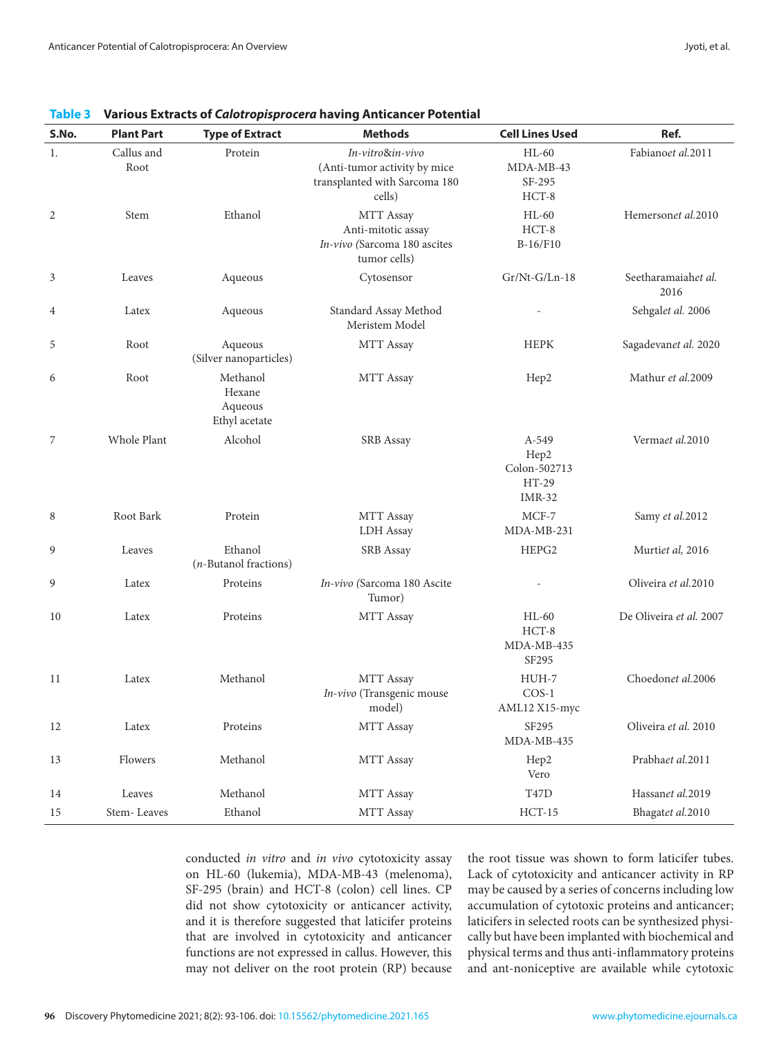**Table 3 Various Extracts of *Calotropisprocera* having Anticancer Potential**

| S.No. | Plant Part | Type of Extract | Methods | Cell Lines Used | Ref. |
|---|---|---|---|---|---|
| 1. | Callus and Root | Protein | *In-vitro*&*in-vivo* (Anti-tumor activity by mice transplanted with Sarcoma 180 cells) | HL-60 MDA-MB-43 SF-295 HCT-8 | Fabiano*et al.*2011 |
| 2 | Stem | Ethanol | MTT Assay Anti-mitotic assay *In-vivo (*Sarcoma 180 ascites tumor cells) | HL-60 HCT-8 B-16/F10 | Hemerson*et al.*2010 |
| 3 | Leaves | Aqueous | Cytosensor | Gr/Nt-G/Ln-18 | Seetharamaiah*et al.* 2016 |
| 4 | Latex | Aqueous | Standard Assay Method Meristem Model | - | Sehgal*et al.* 2006 |
| 5 | Root | Aqueous (Silver nanoparticles) | MTT Assay | HEPK | Sagadevan*et al.* 2020 |
| 6 | Root | Methanol Hexane Aqueous Ethyl acetate | MTT Assay | Hep2 | Mathur *et al.*2009 |
| 7 | Whole Plant | Alcohol | SRB Assay | A-549 Hep2 Colon-502713 HT-29 IMR-32 | Verma*et al.*2010 |
| 8 | Root Bark | Protein | MTT Assay LDH Assay | MCF-7 MDA-MB-231 | Samy *et al.*2012 |
| 9 | Leaves | Ethanol (*n*-Butanol fractions) | SRB Assay | HEPG2 | Murti*et al,* 2016 |
| 9 | Latex | Proteins | *In-vivo (*Sarcoma 180 Ascite Tumor) | - | Oliveira *et al.*2010 |
| 10 | Latex | Proteins | MTT Assay | HL-60 HCT-8 MDA-MB-435 SF295 | De Oliveira *et al.* 2007 |
| 11 | Latex | Methanol | MTT Assay *In-vivo* (Transgenic mouse model) | HUH-7 COS-1 AML12 X15-myc | Choedon*et al.*2006 |
| 12 | Latex | Proteins | MTT Assay | SF295 MDA-MB-435 | Oliveira *et al.* 2010 |
| 13 | Flowers | Methanol | MTT Assay | Hep2 Vero | Prabha*et al.*2011 |
| 14 | Leaves | Methanol | MTT Assay | T47D | Hassan*et al.*2019 |
| 15 | Stem- Leaves | Ethanol | MTT Assay | HCT-15 | Bhagat*et al.*2010 |

conducted *in vitro* and *in vivo* cytotoxicity assay on HL-60 (lukemia), MDA-MB-43 (melenoma), SF-295 (brain) and HCT-8 (colon) cell lines. CP did not show cytotoxicity or anticancer activity, and it is therefore suggested that laticifer proteins that are involved in cytotoxicity and anticancer functions are not expressed in callus. However, this may not deliver on the root protein (RP) because the root tissue was shown to form laticifer tubes. Lack of cytotoxicity and anticancer activity in RP may be caused by a series of concerns including low accumulation of cytotoxic proteins and anticancer; laticifers in selected roots can be synthesized physically but have been implanted with biochemical and physical terms and thus anti-inflammatory proteins and ant-noniceptive are available while cytotoxic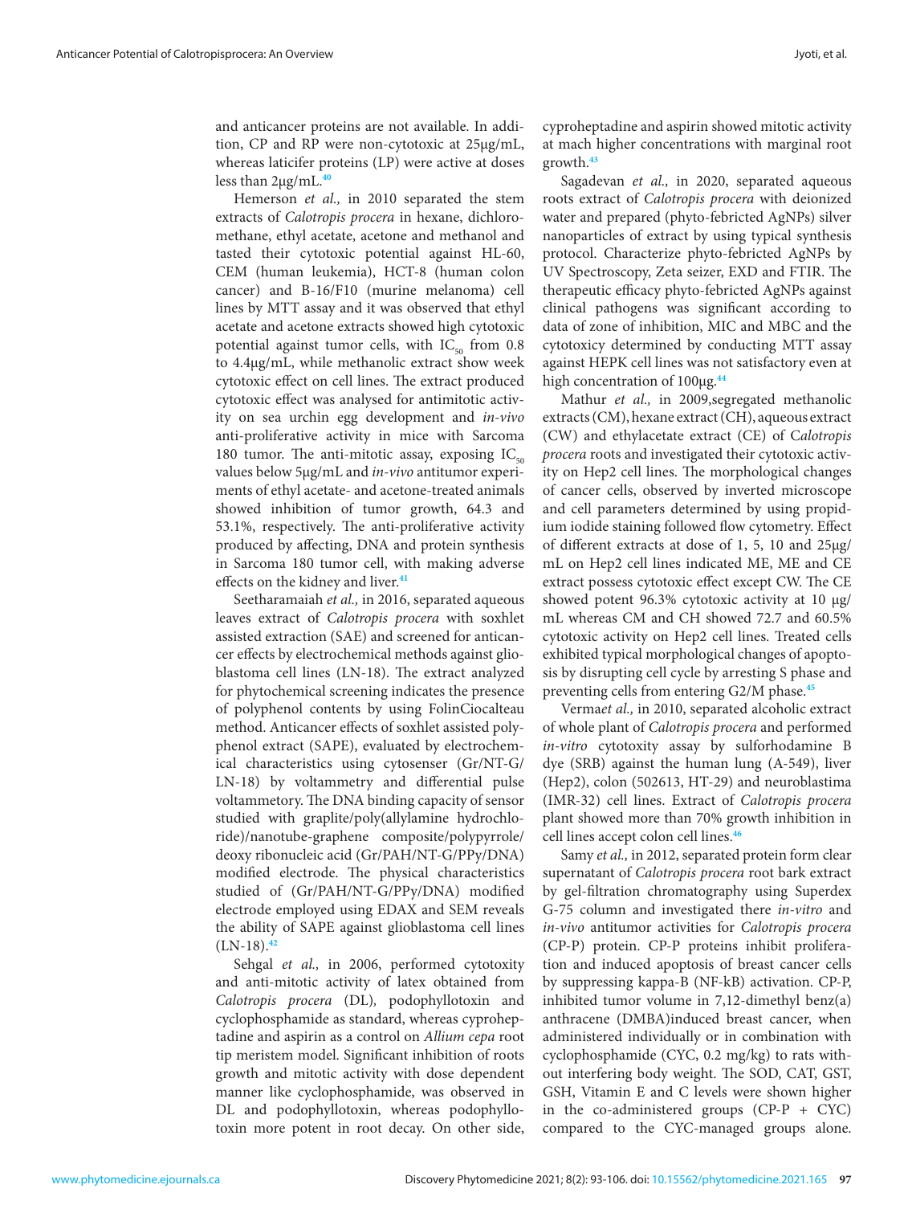and anticancer proteins are not available. In addition, CP and RP were non-cytotoxic at 25μg/mL, whereas laticifer proteins (LP) were active at doses less than 2μg/mL.[40]

Hemerson *et al.,* in 2010 separated the stem extracts of *Calotropis procera* in hexane, dichloromethane, ethyl acetate, acetone and methanol and tasted their cytotoxic potential against HL-60, CEM (human leukemia), HCT-8 (human colon cancer) and B-16/F10 (murine melanoma) cell lines by MTT assay and it was observed that ethyl acetate and acetone extracts showed high cytotoxic potential against tumor cells, with $IC_{50}$ from 0.8 to 4.4μg/mL, while methanolic extract show week cytotoxic effect on cell lines. The extract produced cytotoxic effect was analysed for antimitotic activity on sea urchin egg development and *in-vivo* anti-proliferative activity in mice with Sarcoma 180 tumor. The anti-mitotic assay, exposing $IC_{50}$ values below 5μg/mL and *in-vivo* antitumor experiments of ethyl acetate- and acetone-treated animals showed inhibition of tumor growth, 64.3 and 53.1%, respectively. The anti-proliferative activity produced by affecting, DNA and protein synthesis in Sarcoma 180 tumor cell, with making adverse effects on the kidney and liver.[41]

Seetharamaiah *et al.,* in 2016, separated aqueous leaves extract of *Calotropis procera* with soxhlet assisted extraction (SAE) and screened for anticancer effects by electrochemical methods against glioblastoma cell lines (LN-18). The extract analyzed for phytochemical screening indicates the presence of polyphenol contents by using FolinCiocalteau method. Anticancer effects of soxhlet assisted polyphenol extract (SAPE), evaluated by electrochemical characteristics using cytosenser (Gr/NT-G/LN-18) by voltammetry and differential pulse voltammetory. The DNA binding capacity of sensor studied with graplite/poly(allylamine hydrochloride)/nanotube-graphene composite/polypyrrole/deoxy ribonucleic acid (Gr/PAH/NT-G/PPy/DNA) modified electrode. The physical characteristics studied of (Gr/PAH/NT-G/PPy/DNA) modified electrode employed using EDAX and SEM reveals the ability of SAPE against glioblastoma cell lines (LN-18).[42]

Sehgal *et al.,* in 2006, performed cytotoxity and anti-mitotic activity of latex obtained from *Calotropis procera* (DL), podophyllotoxin and cyclophosphamide as standard, whereas cyproheptadine and aspirin as a control on *Allium cepa* root tip meristem model. Significant inhibition of roots growth and mitotic activity with dose dependent manner like cyclophosphamide, was observed in DL and podophyllotoxin, whereas podophyllotoxin more potent in root decay. On other side, cyproheptadine and aspirin showed mitotic activity at mach higher concentrations with marginal root growth.[43]

Sagadevan *et al.,* in 2020, separated aqueous roots extract of *Calotropis procera* with deionized water and prepared (phyto-febricted AgNPs) silver nanoparticles of extract by using typical synthesis protocol. Characterize phyto-febricted AgNPs by UV Spectroscopy, Zeta seizer, EXD and FTIR. The therapeutic efficacy phyto-febricted AgNPs against clinical pathogens was significant according to data of zone of inhibition, MIC and MBC and the cytotoxicy determined by conducting MTT assay against HEPK cell lines was not satisfactory even at high concentration of 100μg.[44]

Mathur *et al.,* in 2009,segregated methanolic extracts (CM), hexane extract (CH), aqueous extract (CW) and ethylacetate extract (CE) of C*alotropis procera* roots and investigated their cytotoxic activity on Hep2 cell lines. The morphological changes of cancer cells, observed by inverted microscope and cell parameters determined by using propidium iodide staining followed flow cytometry. Effect of different extracts at dose of 1, 5, 10 and 25μg/mL on Hep2 cell lines indicated ME, ME and CE extract possess cytotoxic effect except CW. The CE showed potent 96.3% cytotoxic activity at 10 μg/mL whereas CM and CH showed 72.7 and 60.5% cytotoxic activity on Hep2 cell lines. Treated cells exhibited typical morphological changes of apoptosis by disrupting cell cycle by arresting S phase and preventing cells from entering G2/M phase.[45]

Verma*et al.,* in 2010, separated alcoholic extract of whole plant of *Calotropis procera* and performed *in-vitro* cytotoxity assay by sulforhodamine B dye (SRB) against the human lung (A-549), liver (Hep2), colon (502613, HT-29) and neuroblastima (IMR-32) cell lines. Extract of *Calotropis procera* plant showed more than 70% growth inhibition in cell lines accept colon cell lines.[46]

Samy *et al.,* in 2012, separated protein form clear supernatant of *Calotropis procera* root bark extract by gel-filtration chromatography using Superdex G-75 column and investigated there *in-vitro* and *in-vivo* antitumor activities for *Calotropis procera* (CP-P) protein. CP-P proteins inhibit proliferation and induced apoptosis of breast cancer cells by suppressing kappa-B (NF-kB) activation. CP-P, inhibited tumor volume in 7,12-dimethyl benz(a) anthracene (DMBA)induced breast cancer, when administered individually or in combination with cyclophosphamide (CYC, 0.2 mg/kg) to rats without interfering body weight. The SOD, CAT, GST, GSH, Vitamin E and C levels were shown higher in the co-administered groups (CP-P + CYC) compared to the CYC-managed groups alone.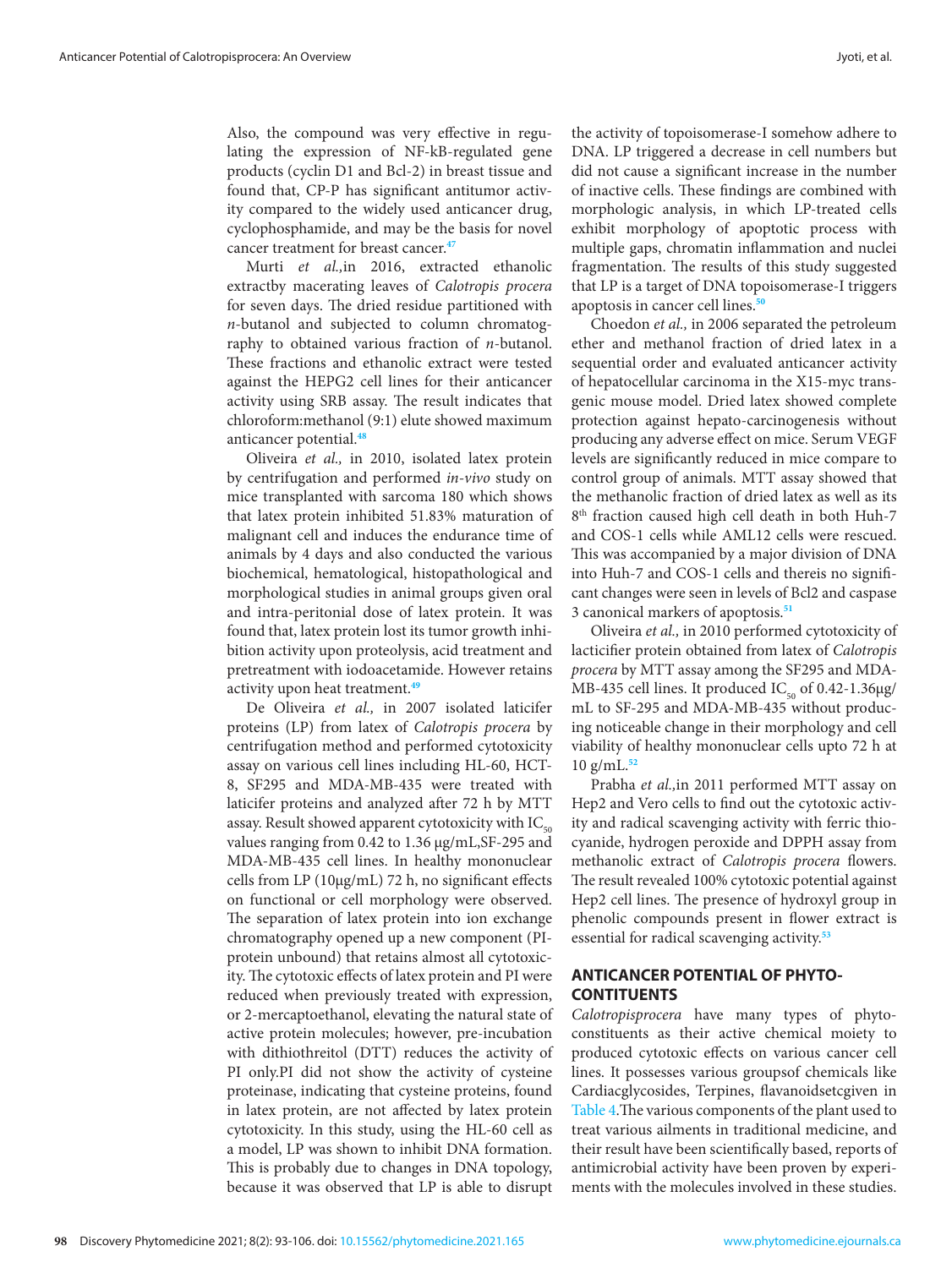Also, the compound was very effective in regulating the expression of NF-kB-regulated gene products (cyclin D1 and Bcl-2) in breast tissue and found that, CP-P has significant antitumor activity compared to the widely used anticancer drug, cyclophosphamide, and may be the basis for novel cancer treatment for breast cancer.[47]

Murti *et al.,*in 2016, extracted ethanolic extractby macerating leaves of *Calotropis procera* for seven days. The dried residue partitioned with *n*-butanol and subjected to column chromatography to obtained various fraction of *n*-butanol. These fractions and ethanolic extract were tested against the HEPG2 cell lines for their anticancer activity using SRB assay. The result indicates that chloroform:methanol (9:1) elute showed maximum anticancer potential.[48]

Oliveira *et al.,* in 2010, isolated latex protein by centrifugation and performed *in-vivo* study on mice transplanted with sarcoma 180 which shows that latex protein inhibited 51.83% maturation of malignant cell and induces the endurance time of animals by 4 days and also conducted the various biochemical, hematological, histopathological and morphological studies in animal groups given oral and intra-peritonial dose of latex protein. It was found that, latex protein lost its tumor growth inhibition activity upon proteolysis, acid treatment and pretreatment with iodoacetamide. However retains activity upon heat treatment.[49]

De Oliveira *et al.,* in 2007 isolated laticifer proteins (LP) from latex of *Calotropis procera* by centrifugation method and performed cytotoxicity assay on various cell lines including HL-60, HCT-8, SF295 and MDA-MB-435 were treated with laticifer proteins and analyzed after 72 h by MTT assay. Result showed apparent cytotoxicity with $IC_{50}$ values ranging from 0.42 to 1.36 μg/mL,SF-295 and MDA-MB-435 cell lines. In healthy mononuclear cells from LP (10μg/mL) 72 h, no significant effects on functional or cell morphology were observed. The separation of latex protein into ion exchange chromatography opened up a new component (PI-protein unbound) that retains almost all cytotoxicity. The cytotoxic effects of latex protein and PI were reduced when previously treated with expression, or 2-mercaptoethanol, elevating the natural state of active protein molecules; however, pre-incubation with dithiothreitol (DTT) reduces the activity of PI only.PI did not show the activity of cysteine proteinase, indicating that cysteine proteins, found in latex protein, are not affected by latex protein cytotoxicity. In this study, using the HL-60 cell as a model, LP was shown to inhibit DNA formation. This is probably due to changes in DNA topology, because it was observed that LP is able to disrupt the activity of topoisomerase-I somehow adhere to DNA. LP triggered a decrease in cell numbers but did not cause a significant increase in the number of inactive cells. These findings are combined with morphologic analysis, in which LP-treated cells exhibit morphology of apoptotic process with multiple gaps, chromatin inflammation and nuclei fragmentation. The results of this study suggested that LP is a target of DNA topoisomerase-I triggers apoptosis in cancer cell lines.[50]

Choedon *et al.,* in 2006 separated the petroleum ether and methanol fraction of dried latex in a sequential order and evaluated anticancer activity of hepatocellular carcinoma in the X15-myc transgenic mouse model. Dried latex showed complete protection against hepato-carcinogenesis without producing any adverse effect on mice. Serum VEGF levels are significantly reduced in mice compare to control group of animals. MTT assay showed that the methanolic fraction of dried latex as well as its 8th fraction caused high cell death in both Huh-7 and COS-1 cells while AML12 cells were rescued. This was accompanied by a major division of DNA into Huh-7 and COS-1 cells and thereis no significant changes were seen in levels of Bcl2 and caspase 3 canonical markers of apoptosis.[51]

Oliveira *et al.,* in 2010 performed cytotoxicity of lacticifer protein obtained from latex of *Calotropis procera* by MTT assay among the SF295 and MDA-MB-435 cell lines. It produced $IC_{50}$ of 0.42-1.36μg/mL to SF-295 and MDA-MB-435 without producing noticeable change in their morphology and cell viability of healthy mononuclear cells upto 72 h at 10 g/mL.[52]

Prabha *et al.,*in 2011 performed MTT assay on Hep2 and Vero cells to find out the cytotoxic activity and radical scavenging activity with ferric thiocyanide, hydrogen peroxide and DPPH assay from methanolic extract of *Calotropis procera* flowers. The result revealed 100% cytotoxic potential against Hep2 cell lines. The presence of hydroxyl group in phenolic compounds present in flower extract is essential for radical scavenging activity.[53]

## ANTICANCER POTENTIAL OF PHYTO-CONTITUENTS

*Calotropisprocera* have many types of phytoconstituents as their active chemical moiety to produced cytotoxic effects on various cancer cell lines. It possesses various groupsof chemicals like Cardiacglycosides, Terpines, flavanoidsetcgiven in Table 4.The various components of the plant used to treat various ailments in traditional medicine, and their result have been scientifically based, reports of antimicrobial activity have been proven by experiments with the molecules involved in these studies.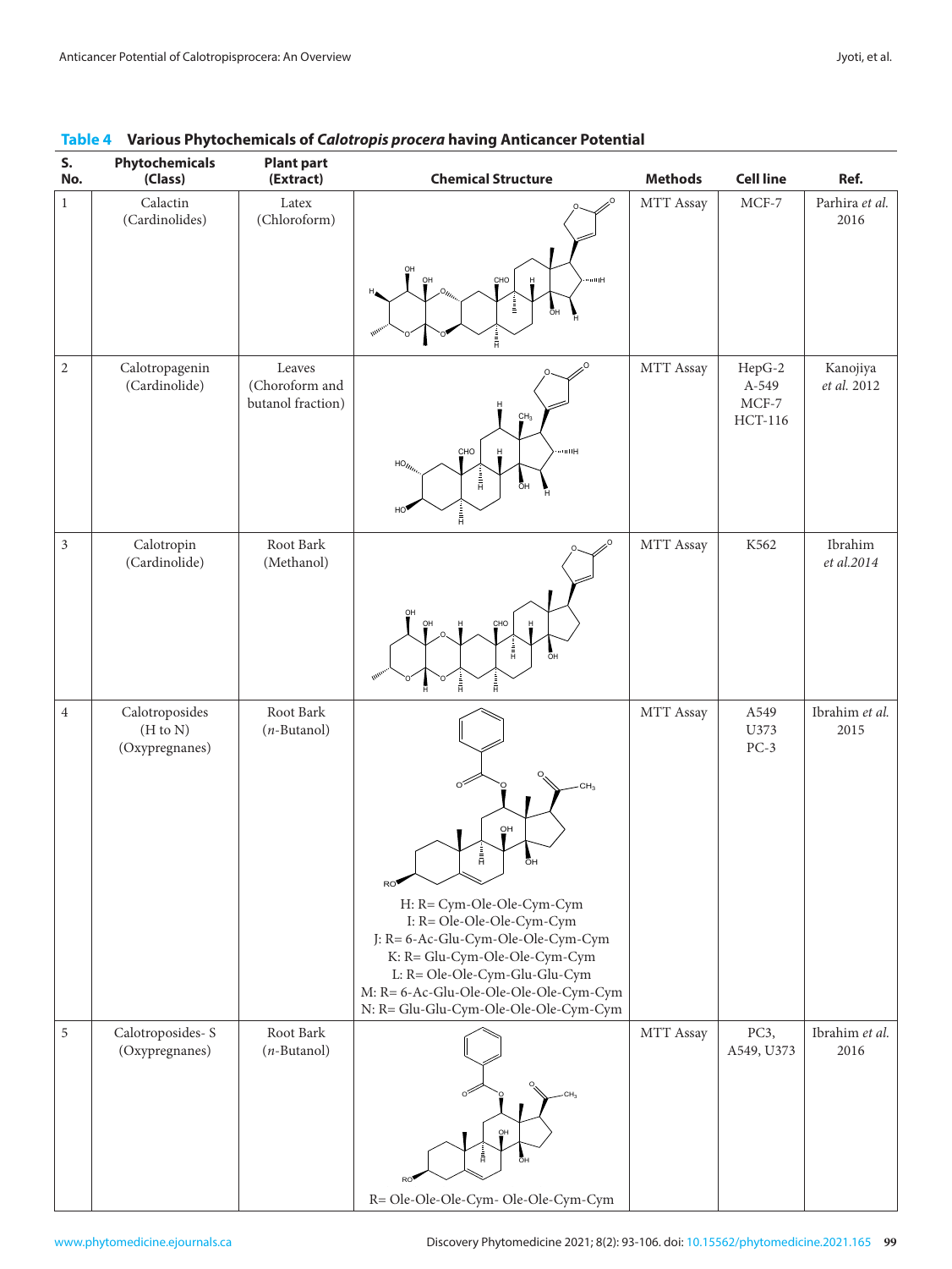**Table 4 Various Phytochemicals of *Calotropis procera* having Anticancer Potential**

| S. No. | Phytochemicals (Class) | Plant part (Extract) | Chemical Structure | Methods | Cell line | Ref. |
|---|---|---|---|---|---|---|
| 1 | Calactin (Cardinolides) | Latex (Chloroform) | | MTT Assay | MCF-7 | Parhira *et al.* 2016 |
| 2 | Calotropagenin (Cardinolide) | Leaves (Choroform and butanol fraction) | | MTT Assay | HepG-2 A-549 MCF-7 HCT-116 | Kanojiya *et al.* 2012 |
| 3 | Calotropin (Cardinolide) | Root Bark (Methanol) | | MTT Assay | K562 | Ibrahim *et al.*2014 |
| 4 | Calotroposides (H to N) (Oxypregnanes) | Root Bark (*n*-Butanol) | H: R= Cym-Ole-Ole-Cym-Cym<br>I: R= Ole-Ole-Ole-Cym-Cym<br>J: R= 6-Ac-Glu-Cym-Ole-Ole-Cym-Cym<br>K: R= Glu-Cym-Ole-Ole-Cym-Cym<br>L: R= Ole-Ole-Cym-Glu-Glu-Cym<br>M: R= 6-Ac-Glu-Ole-Ole-Ole-Ole-Cym-Cym<br>N: R= Glu-Glu-Cym-Ole-Ole-Ole-Cym-Cym | MTT Assay | A549 U373 PC-3 | Ibrahim *et al.* 2015 |
| 5 | Calotroposides- S (Oxypregnanes) | Root Bark (*n*-Butanol) | R= Ole-Ole-Ole-Cym- Ole-Ole-Cym-Cym | MTT Assay | PC3, A549, U373 | Ibrahim *et al.* 2016 |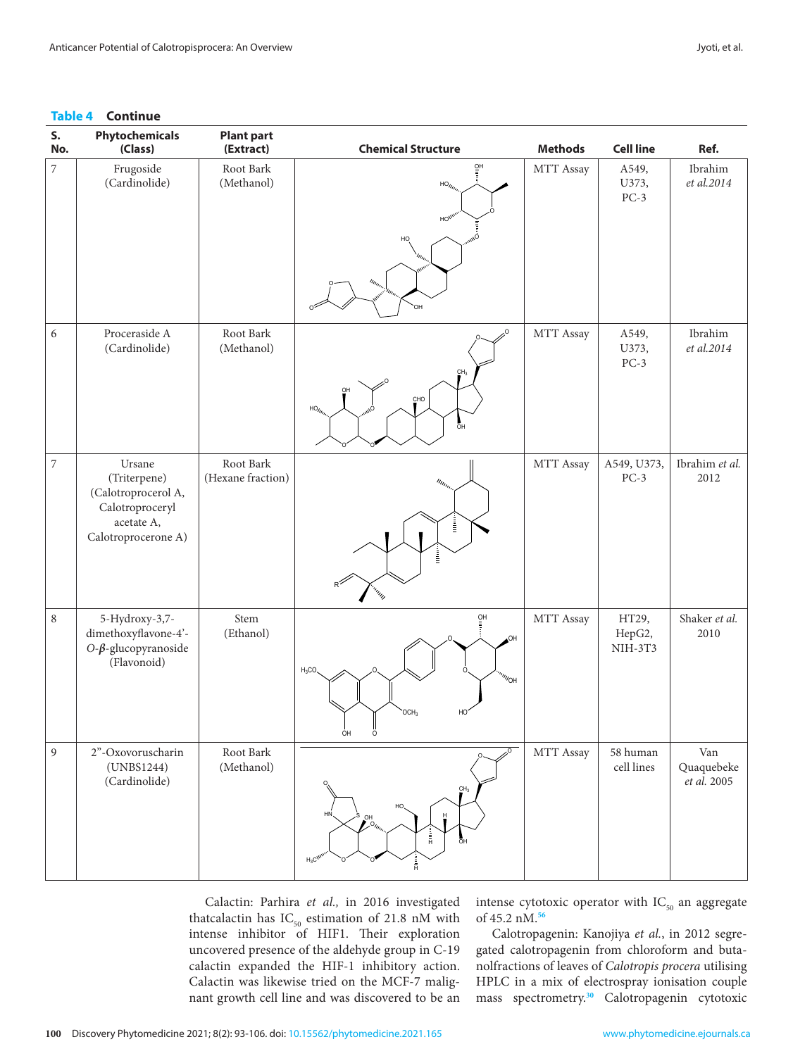**Table 4 Continue**

| S. No. | Phytochemicals (Class) | Plant part (Extract) | Chemical Structure | Methods | Cell line | Ref. |
|---|---|---|---|---|---|---|
| 7 | Frugoside (Cardinolide) | Root Bark (Methanol) | | MTT Assay | A549, U373, PC-3 | Ibrahim *et al.*2014 |
| 6 | Proceraside A (Cardinolide) | Root Bark (Methanol) | | MTT Assay | A549, U373, PC-3 | Ibrahim *et al.*2014 |
| 7 | Ursane (Triterpene) (Calotroprocerol A, Calotroprocery acetate A, Calotroprocerone A) | Root Bark (Hexane fraction) | | MTT Assay | A549, U373, PC-3 | Ibrahim *et al.* 2012 |
| 8 | 5-Hydroxy-3,7-dimethoxyflavone-4'-*O*-**β**-glucopyranoside (Flavonoid) | Stem (Ethanol) | | MTT Assay | HT29, HepG2, NIH-3T3 | Shaker *et al.* 2010 |
| 9 | 2''-Oxovoruscharin (UNBS1244) (Cardinolide) | Root Bark (Methanol) | | MTT Assay | 58 human cell lines | Van Quaquebeke *et al.* 2005 |

Calactin: Parhira *et al.,* in 2016 investigated thatcalactin has $IC_{50}$ estimation of 21.8 nM with intense inhibitor of HIF1. Their exploration uncovered presence of the aldehyde group in C-19 calactin expanded the HIF-1 inhibitory action. Calactin was likewise tried on the MCF-7 malignant growth cell line and was discovered to be an intense cytotoxic operator with $IC_{50}$ an aggregate of 45.2 nM.[56]

Calotropagenin: Kanojiya *et al.*, in 2012 segregated calotropagenin from chloroform and butanolfractions of leaves of *Calotropis procera* utilising HPLC in a mix of electrospray ionisation couple mass spectrometry.[30] Calotropagenin cytotoxic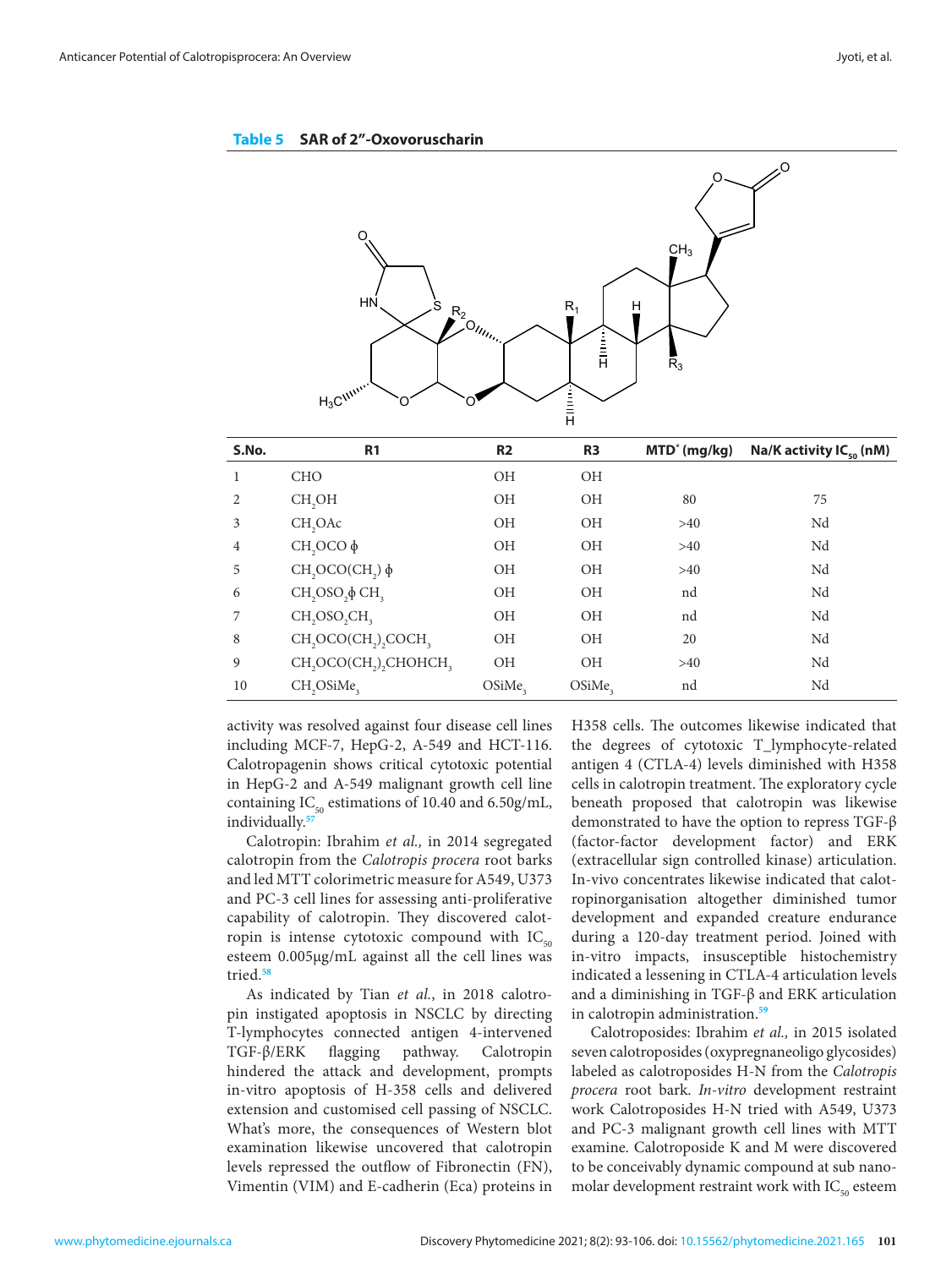**Table 5 SAR of 2"-Oxovoruscharin**

| S.No. | R1 | R2 | R3 | MTD* (mg/kg) | Na/K activity $IC_{50}$ (nM) |
|---|---|---|---|---|---|
| 1 | CHO | OH | OH | | |
| 2 | $CH_2OH$ | OH | OH | 80 | 75 |
| 3 | $CH_2OAc$ | OH | OH | >40 | Nd |
| 4 | $CH_2OCO\ \phi$ | OH | OH | >40 | Nd |
| 5 | $CH_2OCO(CH_2)\ \phi$ | OH | OH | >40 | Nd |
| 6 | $CH_2OSO_2\phi\ CH_3$ | OH | OH | nd | Nd |
| 7 | $CH_2OSO_2CH_3$ | OH | OH | nd | Nd |
| 8 | $CH_2OCO(CH_2)_2COCH_3$ | OH | OH | 20 | Nd |
| 9 | $CH_2OCO(CH_2)_2CHOHCH_3$ | OH | OH | >40 | Nd |
| 10 | $CH_2OSiMe_3$ | $OSiMe_3$ | $OSiMe_3$ | nd | Nd |

activity was resolved against four disease cell lines including MCF-7, HepG-2, A-549 and HCT-116. Calotropagenin shows critical cytotoxic potential in HepG-2 and A-549 malignant growth cell line containing $IC_{50}$ estimations of 10.40 and 6.50g/mL, individually.[57]

Calotropin: Ibrahim *et al.,* in 2014 segregated calotropin from the *Calotropis procera* root barks and led MTT colorimetric measure for A549, U373 and PC-3 cell lines for assessing anti-proliferative capability of calotropin. They discovered calotropin is intense cytotoxic compound with $IC_{50}$ esteem 0.005μg/mL against all the cell lines was tried.[58]

As indicated by Tian *et al.*, in 2018 calotropin instigated apoptosis in NSCLC by directing T-lymphocytes connected antigen 4-intervened TGF-β/ERK flagging pathway. Calotropin hindered the attack and development, prompts in-vitro apoptosis of H-358 cells and delivered extension and customised cell passing of NSCLC. What's more, the consequences of Western blot examination likewise uncovered that calotropin levels repressed the outflow of Fibronectin (FN), Vimentin (VIM) and E-cadherin (Eca) proteins in H358 cells. The outcomes likewise indicated that the degrees of cytotoxic T_lymphocyte-related antigen 4 (CTLA-4) levels diminished with H358 cells in calotropin treatment. The exploratory cycle beneath proposed that calotropin was likewise demonstrated to have the option to repress TGF-β (factor-factor development factor) and ERK (extracellular sign controlled kinase) articulation. In-vivo concentrates likewise indicated that calotropinorganisation altogether diminished tumor development and expanded creature endurance during a 120-day treatment period. Joined with in-vitro impacts, insusceptible histochemistry indicated a lessening in CTLA-4 articulation levels and a diminishing in TGF-β and ERK articulation in calotropin administration.[59]

Calotroposides: Ibrahim *et al.,* in 2015 isolated seven calotroposides (oxypregnaneoligo glycosides) labeled as calotroposides H-N from the *Calotropis procera* root bark. *In-vitro* development restraint work Calotroposides H-N tried with A549, U373 and PC-3 malignant growth cell lines with MTT examine. Calotroposide K and M were discovered to be conceivably dynamic compound at sub nanomolar development restraint work with $IC_{50}$ esteem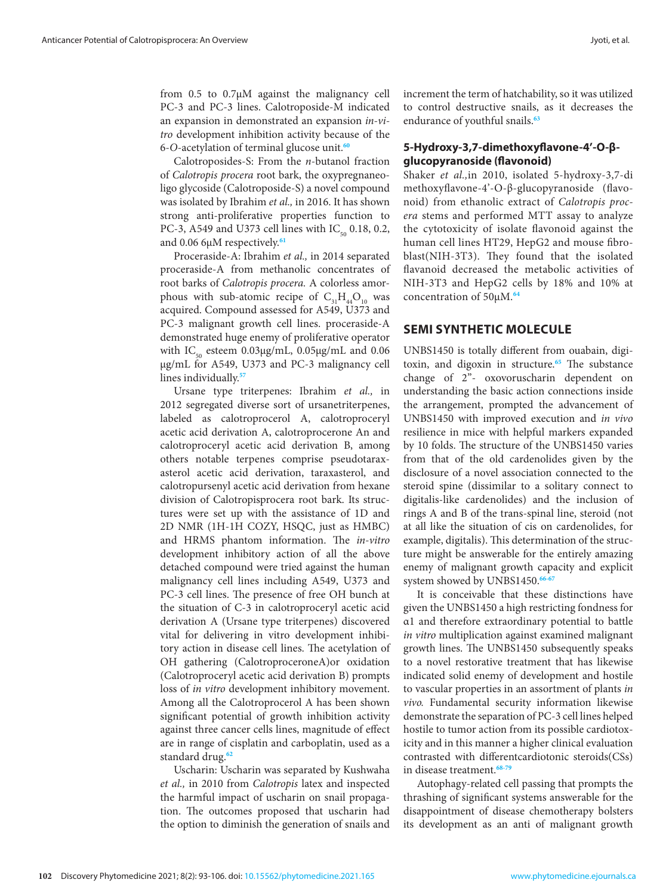from 0.5 to 0.7µM against the malignancy cell PC-3 and PC-3 lines. Calotroposide-M indicated an expansion in demonstrated an expansion *in-vitro* development inhibition activity because of the 6-*O*-acetylation of terminal glucose unit.[60]

Calotroposides-S: From the *n*-butanol fraction of *Calotropis procera* root bark, the oxypregnaneoligo glycoside (Calotroposide-S) a novel compound was isolated by Ibrahim *et al.,* in 2016. It has shown strong anti-proliferative properties function to PC-3, A549 and U373 cell lines with $IC_{50}$ 0.18, 0.2, and 0.06 6µM respectively.[61]

Proceraside-A: Ibrahim *et al.,* in 2014 separated proceraside-A from methanolic concentrates of root barks of *Calotropis procera.* A colorless amorphous with sub-atomic recipe of $C_{31}H_{44}O_{10}$ was acquired. Compound assessed for A549, U373 and PC-3 malignant growth cell lines. proceraside-A demonstrated huge enemy of proliferative operator with $IC_{50}$ esteem 0.03µg/mL, 0.05µg/mL and 0.06 µg/mL for A549, U373 and PC-3 malignancy cell lines individually.[57]

Ursane type triterpenes: Ibrahim *et al.,* in 2012 segregated diverse sort of ursanetriterpenes, labeled as calotroprocerol A, calotroproceryl acetic acid derivation A, calotroprocerone An and calotroproceryl acetic acid derivation B, among others notable terpenes comprise pseudotaraxasterol acetic acid derivation, taraxasterol, and calotropursenyl acetic acid derivation from hexane division of Calotropisprocera root bark. Its structures were set up with the assistance of 1D and 2D NMR (1H-1H COZY, HSQC, just as HMBC) and HRMS phantom information. The *in-vitro* development inhibitory action of all the above detached compound were tried against the human malignancy cell lines including A549, U373 and PC-3 cell lines. The presence of free OH bunch at the situation of C-3 in calotroproceryl acetic acid derivation A (Ursane type triterpenes) discovered vital for delivering in vitro development inhibitory action in disease cell lines. The acetylation of OH gathering (CalotroproceroneA)or oxidation (Calotroproceryl acetic acid derivation B) prompts loss of *in vitro* development inhibitory movement. Among all the Calotroprocerol A has been shown significant potential of growth inhibition activity against three cancer cells lines, magnitude of effect are in range of cisplatin and carboplatin, used as a standard drug.[62]

Uscharin: Uscharin was separated by Kushwaha *et al.,* in 2010 from *Calotropis* latex and inspected the harmful impact of uscharin on snail propagation. The outcomes proposed that uscharin had the option to diminish the generation of snails and increment the term of hatchability, so it was utilized to control destructive snails, as it decreases the endurance of youthful snails.[63]

### 5-Hydroxy-3,7-dimethoxyflavone-4'-O-β-glucopyranoside (flavonoid)

Shaker *et al.,*in 2010, isolated 5-hydroxy-3,7-di methoxyflavone-4'-O-β-glucopyranoside (flavonoid) from ethanolic extract of *Calotropis procera* stems and performed MTT assay to analyze the cytotoxicity of isolate flavonoid against the human cell lines HT29, HepG2 and mouse fibroblast(NIH-3T3). They found that the isolated flavanoid decreased the metabolic activities of NIH-3T3 and HepG2 cells by 18% and 10% at concentration of 50µM.[64]

## SEMI SYNTHETIC MOLECULE

UNBS1450 is totally different from ouabain, digitoxin, and digoxin in structure.[65] The substance change of 2"- oxovoruscharin dependent on understanding the basic action connections inside the arrangement, prompted the advancement of UNBS1450 with improved execution and *in vivo* resilience in mice with helpful markers expanded by 10 folds. The structure of the UNBS1450 varies from that of the old cardenolides given by the disclosure of a novel association connected to the steroid spine (dissimilar to a solitary connect to digitalis-like cardenolides) and the inclusion of rings A and B of the trans-spinal line, steroid (not at all like the situation of cis on cardenolides, for example, digitalis). This determination of the structure might be answerable for the entirely amazing enemy of malignant growth capacity and explicit system showed by UNBS1450.[66-67]

It is conceivable that these distinctions have given the UNBS1450 a high restricting fondness for α1 and therefore extraordinary potential to battle *in vitro* multiplication against examined malignant growth lines. The UNBS1450 subsequently speaks to a novel restorative treatment that has likewise indicated solid enemy of development and hostile to vascular properties in an assortment of plants *in vivo.* Fundamental security information likewise demonstrate the separation of PC-3 cell lines helped hostile to tumor action from its possible cardiotoxicity and in this manner a higher clinical evaluation contrasted with differentcardiotonic steroids(CSs) in disease treatment.[68-79]

Autophagy-related cell passing that prompts the thrashing of significant systems answerable for the disappointment of disease chemotherapy bolsters its development as an anti of malignant growth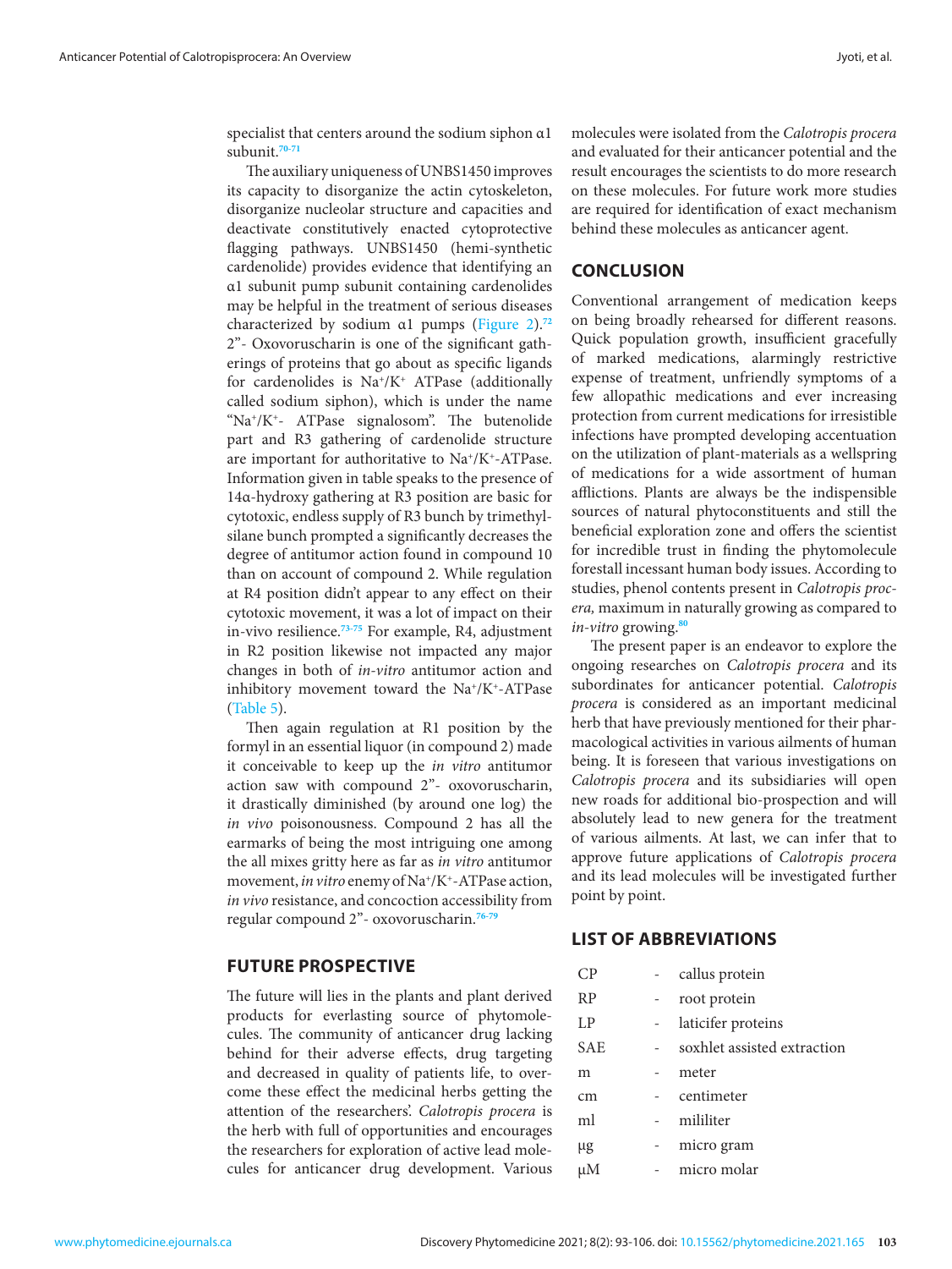specialist that centers around the sodium siphon α1 subunit.[70-71]

The auxiliary uniqueness of UNBS1450 improves its capacity to disorganize the actin cytoskeleton, disorganize nucleolar structure and capacities and deactivate constitutively enacted cytoprotective flagging pathways. UNBS1450 (hemi-synthetic cardenolide) provides evidence that identifying an α1 subunit pump subunit containing cardenolides may be helpful in the treatment of serious diseases characterized by sodium α1 pumps (Figure 2).[72] 2"- Oxovoruscharin is one of the significant gatherings of proteins that go about as specific ligands for cardenolides is $Na^+/K^+$ ATPase (additionally called sodium siphon), which is under the name "$Na^+/K^+$- ATPase signalosom". The butenolide part and R3 gathering of cardenolide structure are important for authoritative to $Na^+/K^+$-ATPase. Information given in table speaks to the presence of 14α-hydroxy gathering at R3 position are basic for cytotoxic, endless supply of R3 bunch by trimethylsilane bunch prompted a significantly decreases the degree of antitumor action found in compound 10 than on account of compound 2. While regulation at R4 position didn't appear to any effect on their cytotoxic movement, it was a lot of impact on their in-vivo resilience.[73-75] For example, R4, adjustment in R2 position likewise not impacted any major changes in both of *in-vitro* antitumor action and inhibitory movement toward the $Na^+/K^+$-ATPase (Table 5).

Then again regulation at R1 position by the formyl in an essential liquor (in compound 2) made it conceivable to keep up the *in vitro* antitumor action saw with compound 2"- oxovoruscharin, it drastically diminished (by around one log) the *in vivo* poisonousness. Compound 2 has all the earmarks of being the most intriguing one among the all mixes gritty here as far as *in vitro* antitumor movement, *in vitro* enemy of $Na^+/K^+$-ATPase action, *in vivo* resistance, and concoction accessibility from regular compound 2"- oxovoruscharin.[76-79]

## FUTURE PROSPECTIVE

The future will lies in the plants and plant derived products for everlasting source of phytomolecules. The community of anticancer drug lacking behind for their adverse effects, drug targeting and decreased in quality of patients life, to overcome these effect the medicinal herbs getting the attention of the researchers'. *Calotropis procera* is the herb with full of opportunities and encourages the researchers for exploration of active lead molecules for anticancer drug development. Various molecules were isolated from the *Calotropis procera* and evaluated for their anticancer potential and the result encourages the scientists to do more research on these molecules. For future work more studies are required for identification of exact mechanism behind these molecules as anticancer agent.

## CONCLUSION

Conventional arrangement of medication keeps on being broadly rehearsed for different reasons. Quick population growth, insufficient gracefully of marked medications, alarmingly restrictive expense of treatment, unfriendly symptoms of a few allopathic medications and ever increasing protection from current medications for irresistible infections have prompted developing accentuation on the utilization of plant-materials as a wellspring of medications for a wide assortment of human afflictions. Plants are always be the indispensible sources of natural phytoconstituents and still the beneficial exploration zone and offers the scientist for incredible trust in finding the phytomolecule forestall incessant human body issues. According to studies, phenol contents present in *Calotropis procera,* maximum in naturally growing as compared to *in-vitro* growing.[80]

The present paper is an endeavor to explore the ongoing researches on *Calotropis procera* and its subordinates for anticancer potential. *Calotropis procera* is considered as an important medicinal herb that have previously mentioned for their pharmacological activities in various ailments of human being. It is foreseen that various investigations on *Calotropis procera* and its subsidiaries will open new roads for additional bio-prospection and will absolutely lead to new genera for the treatment of various ailments. At last, we can infer that to approve future applications of *Calotropis procera* and its lead molecules will be investigated further point by point.

## LIST OF ABBREVIATIONS

| | | |
|---|---|---|
| CP | - | callus protein |
| RP | - | root protein |
| LP | - | laticifer proteins |
| SAE | - | soxhlet assisted extraction |
| m | - | meter |
| cm | - | centimeter |
| ml | - | mililiter |
| μg | - | micro gram |
| μM | - | micro molar |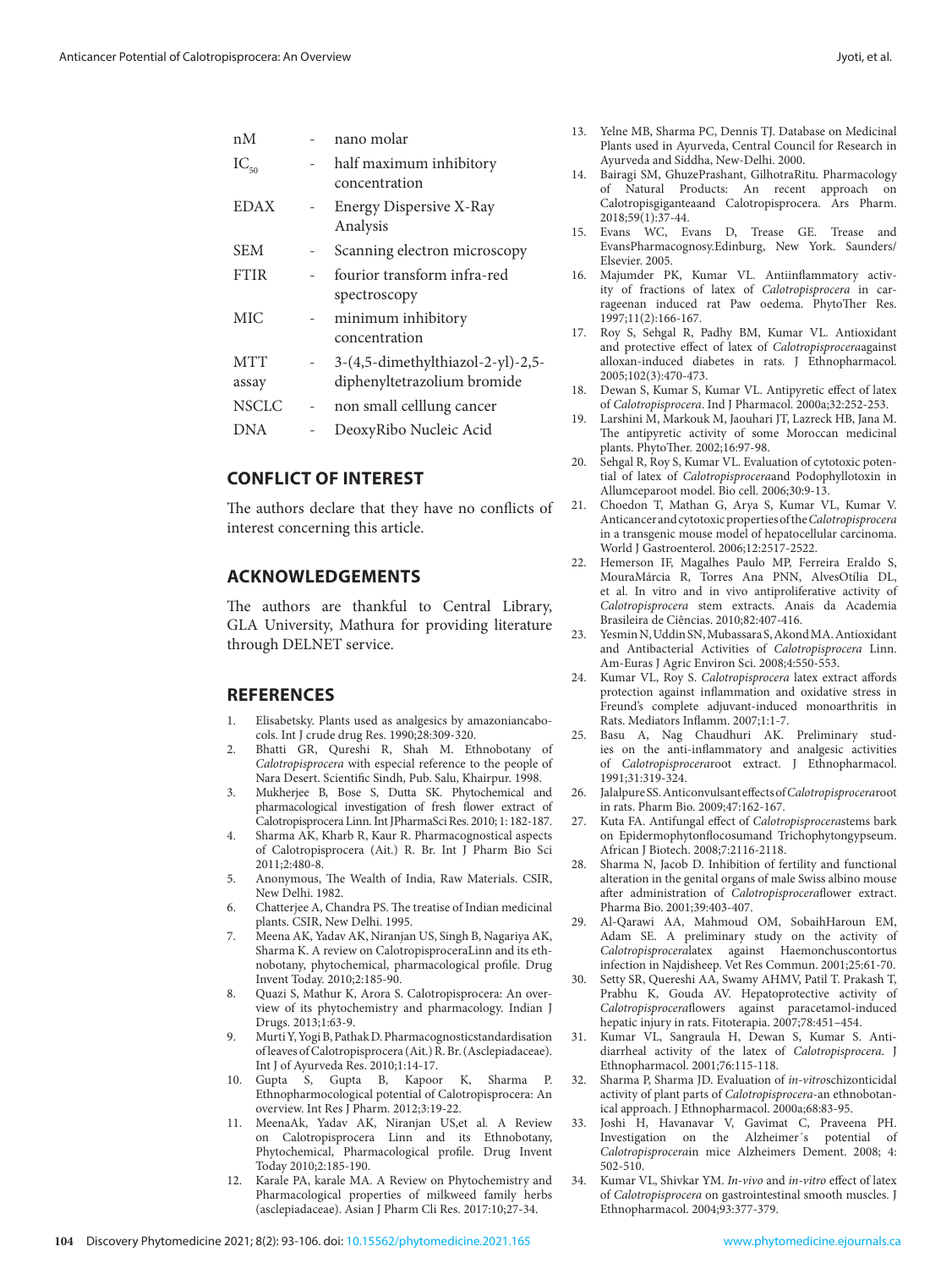| | | |
|---|---|---|
| nM | - | nano molar |
| $IC_{50}$ | - | half maximum inhibitory concentration |
| EDAX | - | Energy Dispersive X-Ray Analysis |
| SEM | - | Scanning electron microscopy |
| FTIR | - | fourier transform infra-red spectroscopy |
| MIC | - | minimum inhibitory concentration |
| MTT assay | - | 3-(4,5-dimethylthiazol-2-yl)-2,5-diphenyltetrazolium bromide |
| NSCLC | - | non small celllung cancer |
| DNA | - | DeoxyRibo Nucleic Acid |

## CONFLICT OF INTEREST

The authors declare that they have no conflicts of interest concerning this article.

## ACKNOWLEDGEMENTS

The authors are thankful to Central Library, GLA University, Mathura for providing literature through DELNET service.

## REFERENCES

1. Elisabetsky. Plants used as analgesics by amazoniancabocols. Int J crude drug Res. 1990;28:309-320.
2. Bhatti GR, Qureshi R, Shah M. Ethnobotany of *Calotropisprocera* with especial reference to the people of Nara Desert. Scientific Sindh, Pub. Salu, Khairpur. 1998.
3. Mukherjee B, Bose S, Dutta SK. Phytochemical and pharmacological investigation of fresh flower extract of Calotropisprocera Linn. Int JPharmaSci Res. 2010; 1: 182-187.
4. Sharma AK, Kharb R, Kaur R. Pharmacognostical aspects of Calotropisprocera (Ait.) R. Br. Int J Pharm Bio Sci 2011;2:480-8.
5. Anonymous, The Wealth of India, Raw Materials. CSIR, New Delhi. 1982.
6. Chatterjee A, Chandra PS. The treatise of Indian medicinal plants. CSIR, New Delhi. 1995.
7. Meena AK, Yadav AK, Niranjan US, Singh B, Nagariya AK, Sharma K. A review on CalotropisproceraLinn and its ethnobotany, phytochemical, pharmacological profile. Drug Invent Today. 2010;2:185-90.
8. Quazi S, Mathur K, Arora S. Calotropisprocera: An overview of its phytochemistry and pharmacology. Indian J Drugs. 2013;1:63-9.
9. Murti Y, Yogi B, Pathak D. Pharmacognosticstandardisation of leaves of Calotropisprocera (Ait.) R. Br. (Asclepiadaceae). Int J of Ayurveda Res. 2010;1:14-17.
10. Gupta S, Gupta B, Kapoor K, Sharma P. Ethnopharmocological potential of Calotropisprocera: An overview. Int Res J Pharm. 2012;3:19-22.
11. MeenaAk, Yadav AK, Niranjan US,et al. A Review on Calotropisprocera Linn and its Ethnobotany, Phytochemical, Pharmacological profile. Drug Invent Today 2010;2:185-190.
12. Karale PA, karale MA. A Review on Phytochemistry and Pharmacological properties of milkweed family herbs (asclepiadaceae). Asian J Pharm Cli Res. 2017:10;27-34.
13. Yelne MB, Sharma PC, Dennis TJ. Database on Medicinal Plants used in Ayurveda, Central Council for Research in Ayurveda and Siddha, New-Delhi. 2000.
14. Bairagi SM, GhuzePrashant, GilhotraRitu. Pharmacology of Natural Products: An recent approach on Calotropisgiganteaand Calotropisprocera. Ars Pharm. 2018;59(1):37-44.
15. Evans WC, Evans D, Trease GE. Trease and EvansPharmacognosy.Edinburg, New York. Saunders/ Elsevier. 2005.
16. Majumder PK, Kumar VL. Antiinflammatory activity of fractions of latex of *Calotropisprocera* in carrageenan induced rat Paw oedema. PhytoTher Res. 1997;11(2):166-167.
17. Roy S, Sehgal R, Padhy BM, Kumar VL. Antioxidant and protective effect of latex of *Calotropisprocera*against alloxan-induced diabetes in rats. J Ethnopharmacol. 2005;102(3):470-473.
18. Dewan S, Kumar S, Kumar VL. Antipyretic effect of latex of *Calotropisprocera*. Ind J Pharmacol. 2000a;32:252-253.
19. Larshini M, Markouk M, Jaouhari JT, Lazreck HB, Jana M. The antipyretic activity of some Moroccan medicinal plants. PhytoTher. 2002;16:97-98.
20. Sehgal R, Roy S, Kumar VL. Evaluation of cytotoxic potential of latex of *Calotropisprocera*and Podophyllotoxin in Allumceparoot model. Bio cell. 2006;30:9-13.
21. Choedon T, Mathan G, Arya S, Kumar VL, Kumar V. Anticancer and cytotoxic properties of the *Calotropisprocera* in a transgenic mouse model of hepatocellular carcinoma. World J Gastroenterol. 2006;12:2517-2522.
22. Hemerson IF, Magalhes Paulo MP, Ferreira Eraldo S, MouraMárcia R, Torres Ana PNN, AlvesOtília DL, et al. In vitro and in vivo antiproliferative activity of *Calotropisprocera* stem extracts. Anais da Academia Brasileira de Ciências. 2010;82:407-416.
23. Yesmin N, Uddin SN, Mubassara S, Akond MA. Antioxidant and Antibacterial Activities of *Calotropisprocera* Linn. Am-Euras J Agric Environ Sci. 2008;4:550-553.
24. Kumar VL, Roy S. *Calotropisprocera* latex extract affords protection against inflammation and oxidative stress in Freund's complete adjuvant-induced monoarthritis in Rats. Mediators Inflamm. 2007;1:1-7.
25. Basu A, Nag Chaudhuri AK. Preliminary studies on the anti-inflammatory and analgesic activities of *Calotropisprocera*root extract. J Ethnopharmacol. 1991;31:319-324.
26. Jalalpure SS. Anticonvulsant effects of *Calotropisprocera*root in rats. Pharm Bio. 2009;47:162-167.
27. Kuta FA. Antifungal effect of *Calotropisprocera*stems bark on Epidermophytonflocosumand Trichophytongypseum. African J Biotech. 2008;7:2116-2118.
28. Sharma N, Jacob D. Inhibition of fertility and functional alteration in the genital organs of male Swiss albino mouse after administration of *Calotropisprocera*flower extract. Pharma Bio. 2001;39:403-407.
29. Al-Qarawi AA, Mahmoud OM, SobaihHaroun EM, Adam SE. A preliminary study on the activity of *Calotropisprocera*latex against Haemonchuscontortus infection in Najdisheep. Vet Res Commun. 2001;25:61-70.
30. Setty SR, Quereshi AA, Swamy AHMV, Patil T. Prakash T, Prabhu K, Gouda AV. Hepatoprotective activity of *Calotropisprocera*flowers against paracetamol-induced hepatic injury in rats. Fitoterapia. 2007;78:451–454.
31. Kumar VL, Sangraula H, Dewan S, Kumar S. Antidiarrheal activity of the latex of *Calotropisprocera*. J Ethnopharmacol. 2001;76:115-118.
32. Sharma P, Sharma JD. Evaluation of *in-vitro*schizonticidal activity of plant parts of *Calotropisprocera*-an ethnobotanical approach. J Ethnopharmacol. 2000a;68:83-95.
33. Joshi H, Havanavar V, Gavimat C, Praveena PH. Investigation on the Alzheimer´s potential of *Calotropisprocera*in mice Alzheimers Dement. 2008; 4: 502-510.
34. Kumar VL, Shivkar YM. *In-vivo* and *in-vitro* effect of latex of *Calotropisprocera* on gastrointestinal smooth muscles. J Ethnopharmacol. 2004;93:377-379.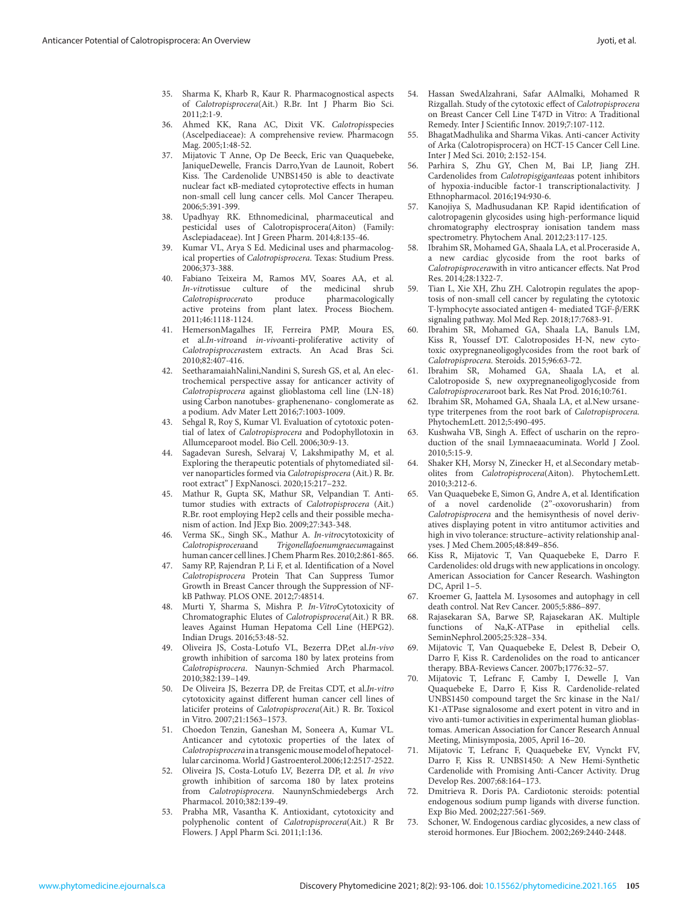35. Sharma K, Kharb R, Kaur R. Pharmacognostical aspects of *Calotropisprocera*(Ait.) R.Br. Int J Pharm Bio Sci. 2011;2:1-9.
36. Ahmed KK, Rana AC, Dixit VK. *Calotropis*species (Ascelpediaceae): A comprehensive review. Pharmacogn Mag. 2005;1:48-52.
37. Mijatovic T Anne, Op De Beeck, Eric van Quaquebeke, JaniqueDewelle, Francis Darro,Yvan de Launoit, Robert Kiss. The Cardenolide UNBS1450 is able to deactivate nuclear fact κB-mediated cytoprotective effects in human non-small cell lung cancer cells. Mol Cancer Therapeu. 2006;5:391-399.
38. Upadhyay RK. Ethnomedicinal, pharmaceutical and pesticidal uses of Calotropisprocera(Aiton) (Family: Asclepiadaceae). Int J Green Pharm. 2014;8:135-46.
39. Kumar VL, Arya S Ed. Medicinal uses and pharmacological properties of *Calotropisprocera*. Texas: Studium Press. 2006;373-388.
40. Fabiano Teixeira M, Ramos MV, Soares AA, et al. *In-vitro*tissue culture of the medicinal shrub *Calotropisprocera*to produce pharmacologically active proteins from plant latex. Process Biochem. 2011;46:1118-1124.
41. HemersonMagalhes IF, Ferreira PMP, Moura ES, et al.*In-vitro*and *in-vivo*anti-proliferative activity of *Calotropisprocera*stem extracts. An Acad Bras Sci. 2010;82:407-416.
42. SeetharamaiahNalini,Nandini S, Suresh GS, et al, An electrochemical perspective assay for anticancer activity of *Calotropisprocera* against glioblastoma cell line (LN-18) using Carbon nanotubes- graphenenano- conglomerate as a podium. Adv Mater Lett 2016;7:1003-1009.
43. Sehgal R, Roy S, Kumar Vl. Evaluation of cytotoxic potential of latex of *Calotropisprocera* and Podophyllotoxin in Allumceparoot model. Bio Cell. 2006;30:9-13.
44. Sagadevan Suresh, Selvaraj V, Lakshmipathy M, et al. Exploring the therapeutic potentials of phytomediated silver nanoparticles formed via *Calotropisprocera* (Ait.) R. Br. root extract" J ExpNanosci. 2020;15:217–232.
45. Mathur R, Gupta SK, Mathur SR, Velpandian T. Antitumor studies with extracts of *Calotropisprocera* (Ait.) R.Br. root employing Hep2 cells and their possible mechanism of action. Ind JExp Bio. 2009;27:343-348.
46. Verma SK., Singh SK., Mathur A. *In-vitro*cytotoxicity of *Calotropisprocera*and *Trigonellafoenumgraecum*against human cancer cell lines. J Chem Pharm Res. 2010;2:861-865.
47. Samy RP, Rajendran P, Li F, et al. Identification of a Novel *Calotropisprocera* Protein That Can Suppress Tumor Growth in Breast Cancer through the Suppression of NF-kB Pathway. PLOS ONE. 2012;7:48514.
48. Murti Y, Sharma S, Mishra P. *In-Vitro*Cytotoxicity of Chromatographic Elutes of *Calotropisprocera*(Ait.) R BR. leaves Against Human Hepatoma Cell Line (HEPG2). Indian Drugs. 2016;53:48-52.
49. Oliveira JS, Costa-Lotufo VL, Bezerra DP,et al.*In-vivo* growth inhibition of sarcoma 180 by latex proteins from *Calotropisprocera*. Naunyn-Schmied Arch Pharmacol. 2010;382:139–149.
50. De Oliveira JS, Bezerra DP, de Freitas CDT, et al.*In-vitro* cytotoxicity against different human cancer cell lines of laticifer proteins of *Calotropisprocera*(Ait.) R. Br. Toxicol in Vitro. 2007;21:1563–1573.
51. Choedon Tenzin, Ganeshan M, Soneera A, Kumar VL. Anticancer and cytotoxic properties of the latex of *Calotropisprocera* in a transgenic mouse model of hepatocellular carcinoma. World J Gastroenterol.2006;12:2517-2522.
52. Oliveira JS, Costa-Lotufo LV, Bezerra DP, et al. *In vivo* growth inhibition of sarcoma 180 by latex proteins from *Calotropisprocera*. NaunynSchmiedebergs Arch Pharmacol. 2010;382:139-49.
53. Prabha MR, Vasantha K. Antioxidant, cytotoxicity and polyphenolic content of *Calotropisprocera*(Ait.) R Br Flowers. J Appl Pharm Sci. 2011;1:136.
54. Hassan SwedAlzahrani, Safar AAlmalki, Mohamed R Rizgallah. Study of the cytotoxic effect of *Calotropisprocera* on Breast Cancer Cell Line T47D in Vitro: A Traditional Remedy. Inter J Scientific Innov. 2019;7:107-112.
55. BhagatMadhulika and Sharma Vikas. Anti-cancer Activity of Arka (Calotropisprocera) on HCT-15 Cancer Cell Line. Inter J Med Sci. 2010; 2:152-154.
56. Parhira S, Zhu GY, Chen M, Bai LP, Jiang ZH. Cardenolides from *Calotropisgigantea*as potent inhibitors of hypoxia-inducible factor-1 transcriptionalactivity. J Ethnopharmacol. 2016;194:930-6.
57. Kanojiya S, Madhusudanan KP. Rapid identification of calotropagenin glycosides using high-performance liquid chromatography electrospray ionisation tandem mass spectrometry. Phytochem Anal. 2012;23:117-125.
58. Ibrahim SR, Mohamed GA, Shaala LA, et al.Proceraside A, a new cardiac glycoside from the root barks of *Calotropisprocera*with in vitro anticancer effects. Nat Prod Res. 2014;28:1322-7.
59. Tian L, Xie XH, Zhu ZH. Calotropin regulates the apoptosis of non-small cell cancer by regulating the cytotoxic T-lymphocyte associated antigen 4- mediated TGF-β/ERK signaling pathway. Mol Med Rep. 2018;17:7683-91.
60. Ibrahim SR, Mohamed GA, Shaala LA, Banuls LM, Kiss R, Youssef DT. Calotroposides H-N, new cytotoxic oxypregnaneoligoglycosides from the root bark of *Calotropisprocera*. Steroids. 2015;96:63-72.
61. Ibrahim SR, Mohamed GA, Shaala LA, et al. Calotroposide S, new oxypregnaneoligoglycoside from *Calotropisprocera*root bark. Res Nat Prod. 2016;10:761.
62. Ibrahim SR, Mohamed GA, Shaala LA, et al.New ursane-type triterpenes from the root bark of *Calotropisprocera*. PhytochemLett. 2012;5:490-495.
63. Kushwaha VB, Singh A. Effect of uscharin on the reproduction of the snail Lymnaeaacuminata. World J Zool. 2010;5:15-9.
64. Shaker KH, Morsy N, Zinecker H, et al.Secondary metabolites from *Calotropisprocera*(Aiton). PhytochemLett. 2010;3:212-6.
65. Van Quaquebeke E, Simon G, Andre A, et al. Identification of a novel cardenolide (2''-oxovorusharin) from *Calotropisprocera* and the hemisynthesis of novel derivatives displaying potent in vitro antitumor activities and high in vivo tolerance: structure–activity relationship analyses. J Med Chem.2005;48:849–856.
66. Kiss R, Mijatovic T, Van Quaquebeke E, Darro F. Cardenolides: old drugs with new applications in oncology. American Association for Cancer Research. Washington DC, April 1–5.
67. Kroemer G, Jaattela M. Lysosomes and autophagy in cell death control. Nat Rev Cancer. 2005;5:886–897.
68. Rajasekaran SA, Barwe SP, Rajasekaran AK. Multiple functions of Na,K-ATPase in epithelial cells. SeminNephrol.2005;25:328–334.
69. Mijatovic T, Van Quaquebeke E, Delest B, Debeir O, Darro F, Kiss R. Cardenolides on the road to anticancer therapy. BBA-Reviews Cancer. 2007b;1776:32–57.
70. Mijatovic T, Lefranc F, Camby I, Dewelle J, Van Quaquebeke E, Darro F, Kiss R. Cardenolide-related UNBS1450 compound target the Src kinase in the Na1/K1-ATPase signalosome and exert potent in vitro and in vivo anti-tumor activities in experimental human glioblastomas. American Association for Cancer Research Annual Meeting, Minisymposia, 2005, April 16–20.
71. Mijatovic T, Lefranc F, Quaquebeke EV, Vynckt FV, Darro F, Kiss R. UNBS1450: A New Hemi-Synthetic Cardenolide with Promising Anti-Cancer Activity. Drug Develop Res. 2007;68:164–173.
72. Dmitrieva R. Doris PA. Cardiotonic steroids: potential endogenous sodium pump ligands with diverse function. Exp Bio Med. 2002;227:561-569.
73. Schoner, W. Endogenous cardiac glycosides, a new class of steroid hormones. Eur JBiochem. 2002;269:2440-2448.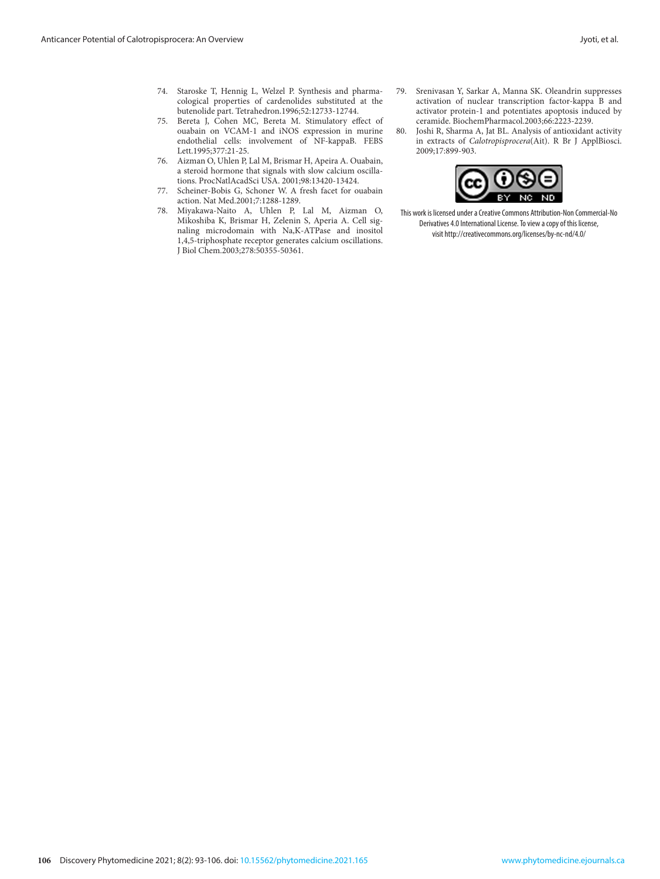74. Staroske T, Hennig L, Welzel P. Synthesis and pharmacological properties of cardenolides substituted at the butenolide part. Tetrahedron.1996;52:12733-12744.
75. Bereta J, Cohen MC, Bereta M. Stimulatory effect of ouabain on VCAM-1 and iNOS expression in murine endothelial cells: involvement of NF-kappaB. FEBS Lett.1995;377:21-25.
76. Aizman O, Uhlen P, Lal M, Brismar H, Apeira A. Ouabain, a steroid hormone that signals with slow calcium oscillations. ProcNatlAcadSci USA. 2001;98:13420-13424.
77. Scheiner-Bobis G, Schoner W. A fresh facet for ouabain action. Nat Med.2001;7:1288-1289.
78. Miyakawa-Naito A, Uhlen P, Lal M, Aizman O, Mikoshiba K, Brismar H, Zelenin S, Aperia A. Cell signaling microdomain with Na,K-ATPase and inositol 1,4,5-triphosphate receptor generates calcium oscillations. J Biol Chem.2003;278:50355-50361.
79. Srenivasan Y, Sarkar A, Manna SK. Oleandrin suppresses activation of nuclear transcription factor-kappa B and activator protein-1 and potentiates apoptosis induced by ceramide. BiochemPharmacol.2003;66:2223-2239.
80. Joshi R, Sharma A, Jat BL. Analysis of antioxidant activity in extracts of *Calotropisprocera*(Ait). R Br J ApplBiosci. 2009;17:899-903.

This work is licensed under a Creative Commons Attribution-Non Commercial-No Derivatives 4.0 International License. To view a copy of this license, visit http://creativecommons.org/licenses/by-nc-nd/4.0/